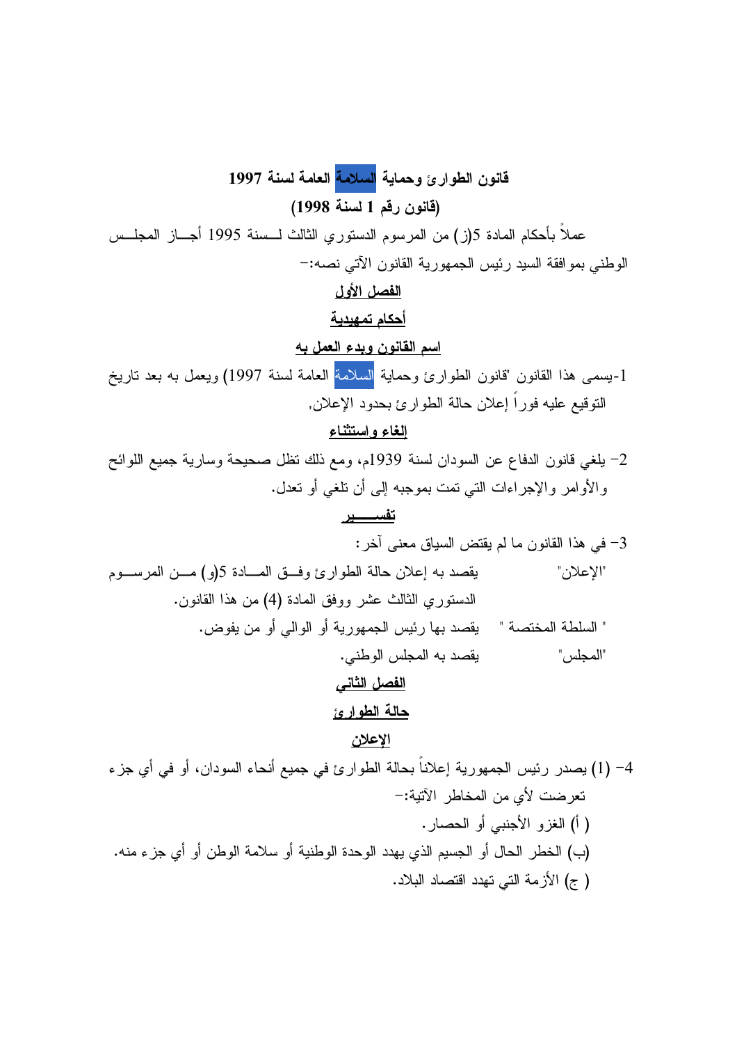# قانون الطوارئ وحماية السلامة العامة لسنة 1997

## (قانون رقم 1 لسنة 1998)

عملاً بأحكام المادة 5(ز) من المرسوم الدستوري الثالث لسنة 1995 أجاز المجلس الوطني بموافقة السيد رئيس الجمهورية القانون الآتي نصه:-

## الفصل الأول

## أحكام تمهيدية

### اسم القانون وبدء العمل به

1-يسمى هذا القانون "قانون الطوارئ وحماية السلامة العامة لسنة 1997) ويعمل به بعد تاريخ التوقيع عليه فوراً إعلان حالة الطوارئ بحدود الإعلان,

### إلغاء واستثناء

2- يلغي قانون الدفاع عن السودان لسنة 1939م، ومع ذلك تظل صحيحة وسارية جميع اللوائح والأوامر والإجراءات التي تمت بموجبه إلى أن تلغي أو تعدل.

### تفسير

3- في هذا القانون ما لم يقتض السياق معنى آخر:

"الإعلان" يقصد به إعلان حالة الطوارئ وفق المادة 5(و) من المرسوم الدستوري الثالث عشر ووفق المادة (4) من هذا القانون.

" السلطة المختصة " يقصد بها رئيس الجمهورية أو الوالي أو من يفوض.

"المجلس" يقصد به المجلس الوطني.

## الفصل الثاني

## حالة الطوارئ

### الإعلان

4- (1) يصدر رئيس الجمهورية إعلاناً بحالة الطوارئ في جميع أنحاء السودان، أو في أي جزء تعرضت لأي من المخاطر الآتية:-

( أ) الغزو الأجنبي أو الحصار.

(ب) الخطر الحال أو الجسيم الذي يهدد الوحدة الوطنية أو سلامة الوطن أو أي جزء منه.

( ج) الأزمة التي تهدد اقتصاد البلاد.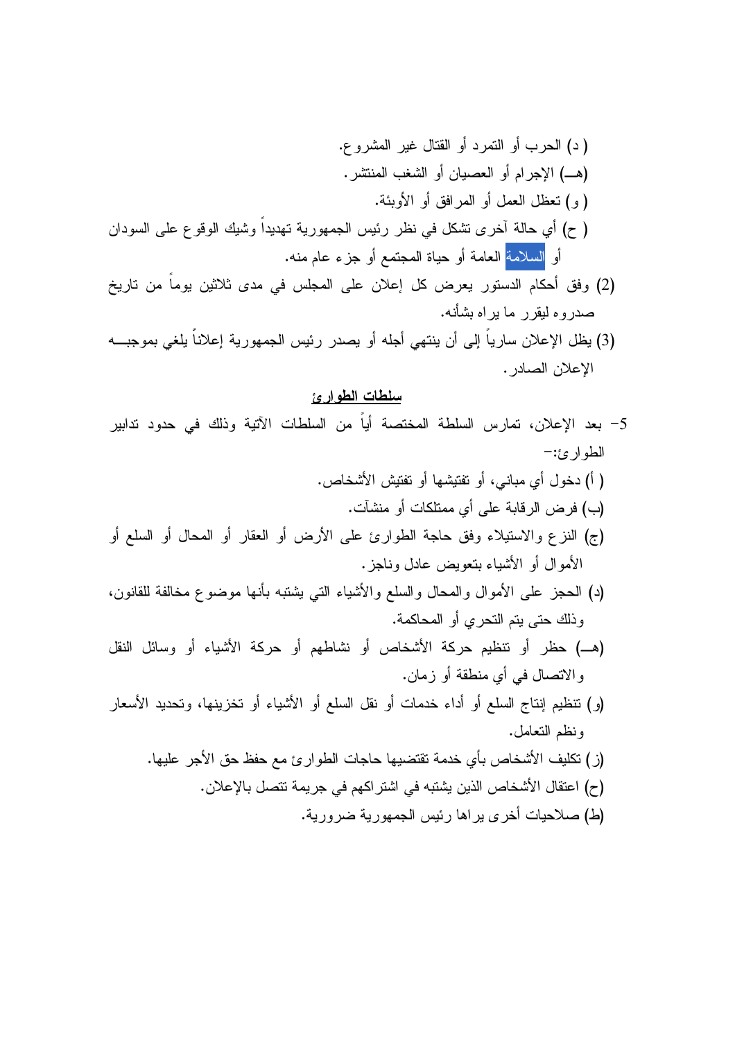( د) الحرب أو التمرد أو القتال غير المشروع.

(هـ) الإجرام أو العصيان أو الشغب المنتشر.

( و) تعطل العمل أو المرافق أو الأوبئة.

( ح) أي حالة أخرى تشكل في نظر رئيس الجمهورية تهديداً وشيك الوقوع على السودان أو السلامة العامة أو حياة المجتمع أو جزء عام منه.

(2) وفق أحكام الدستور يعرض كل إعلان على المجلس في مدى ثلاثين يوماً من تاريخ صدوره ليقرر ما يراه بشأنه.

(3) يظل الإعلان سارياً إلى أن ينتهي أجله أو يصدر رئيس الجمهورية إعلاناً يلغي بموجبه الإعلان الصادر.

## سلطات الطوارئ

5- بعد الإعلان، تمارس السلطة المختصة أياً من السلطات الآتية وذلك في حدود تدابير الطوارئ:-

( أ) دخول أي مباني، أو تفتيشها أو تفتيش الأشخاص.

(ب) فرض الرقابة على أي ممتلكات أو منشآت.

(ج) النزع والاستيلاء وفق حاجة الطوارئ على الأرض أو العقار أو المحال أو السلع أو الأموال أو الأشياء بتعويض عادل وناجز.

(د) الحجز على الأموال والمحال والسلع والأشياء التي يشتبه بأنها موضوع مخالفة للقانون، وذلك حتى يتم التحري أو المحاكمة.

(هـ) حظر أو تنظيم حركة الأشخاص أو نشاطهم أو حركة الأشياء أو وسائل النقل والاتصال في أي منطقة أو زمان.

(و) تنظيم إنتاج السلع أو أداء خدمات أو نقل السلع أو الأشياء أو تخزينها، وتحديد الأسعار ونظم التعامل.

(ز) تكليف الأشخاص بأي خدمة تقتضيها حاجات الطوارئ مع حفظ حق الأجر عليها.

(ح) اعتقال الأشخاص الذين يشتبه في اشتراكهم في جريمة تتصل بالإعلان.

(ط) صلاحيات أخرى يراها رئيس الجمهورية ضرورية.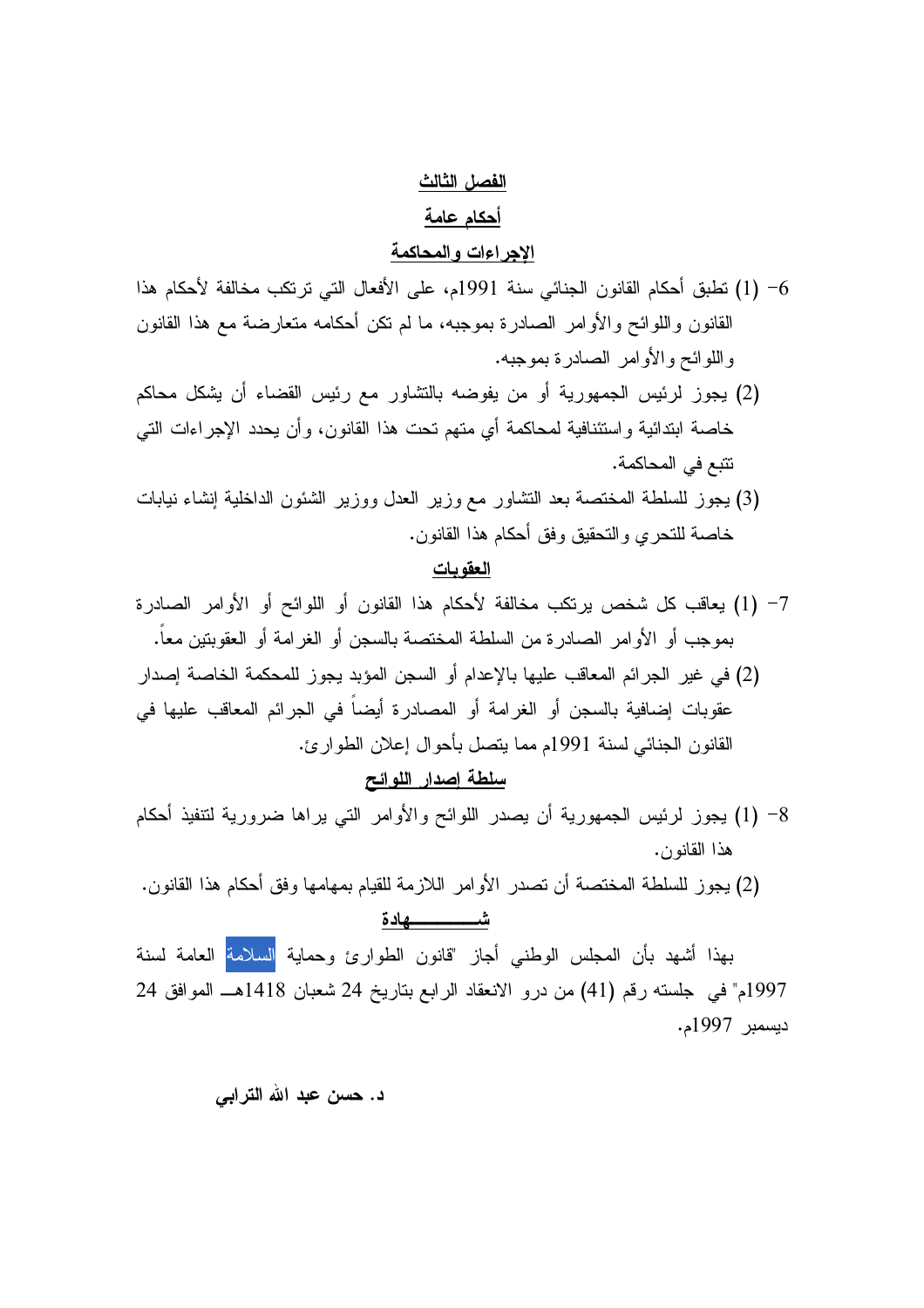## الفصل الثالث

## أحكام عامة

### الإجراءات والمحاكمة

6- (1) تطبق أحكام القانون الجنائي سنة 1991م، على الأفعال التي ترتكب مخالفة لأحكام هذا القانون واللوائح والأوامر الصادرة بموجبه، ما لم تكن أحكامه متعارضة مع هذا القانون واللوائح والأوامر الصادرة بموجبه.

(2) يجوز لرئيس الجمهورية أو من يفوضه بالتشاور مع رئيس القضاء أن يشكل محاكم خاصة ابتدائية واستئنافية لمحاكمة أي متهم تحت هذا القانون، وأن يحدد الإجراءات التي تتبع في المحاكمة.

(3) يجوز للسلطة المختصة بعد التشاور مع وزير العدل ووزير الشئون الداخلية إنشاء نيابات خاصة للتحري والتحقيق وفق أحكام هذا القانون.

### العقوبات

7- (1) يعاقب كل شخص يرتكب مخالفة لأحكام هذا القانون أو اللوائح أو الأوامر الصادرة بموجب أو الأوامر الصادرة من السلطة المختصة بالسجن أو الغرامة أو العقوبتين معاً.

(2) في غير الجرائم المعاقب عليها بالإعدام أو السجن المؤبد يجوز للمحكمة الخاصة إصدار عقوبات إضافية بالسجن أو الغرامة أو المصادرة أيضاً في الجرائم المعاقب عليها في القانون الجنائي لسنة 1991م مما يتصل بأحوال إعلان الطوارئ.

### سلطة إصدار اللوائح

8- (1) يجوز لرئيس الجمهورية أن يصدر اللوائح والأوامر التي يراها ضرورية لتنفيذ أحكام هذا القانون.

(2) يجوز للسلطة المختصة أن تصدر الأوامر اللازمة للقيام بمهامها وفق أحكام هذا القانون.

### شـــــــــهادة

بهذا أشهد بأن المجلس الوطني أجاز "قانون الطوارئ وحماية السلامة العامة لسنة 1997م" في جلسته رقم (41) من درو الانعقاد الرابع بتاريخ 24 شعبان 1418هـ الموافق 24 ديسمبر 1997م.

**د. حسن عبد الله الترابي**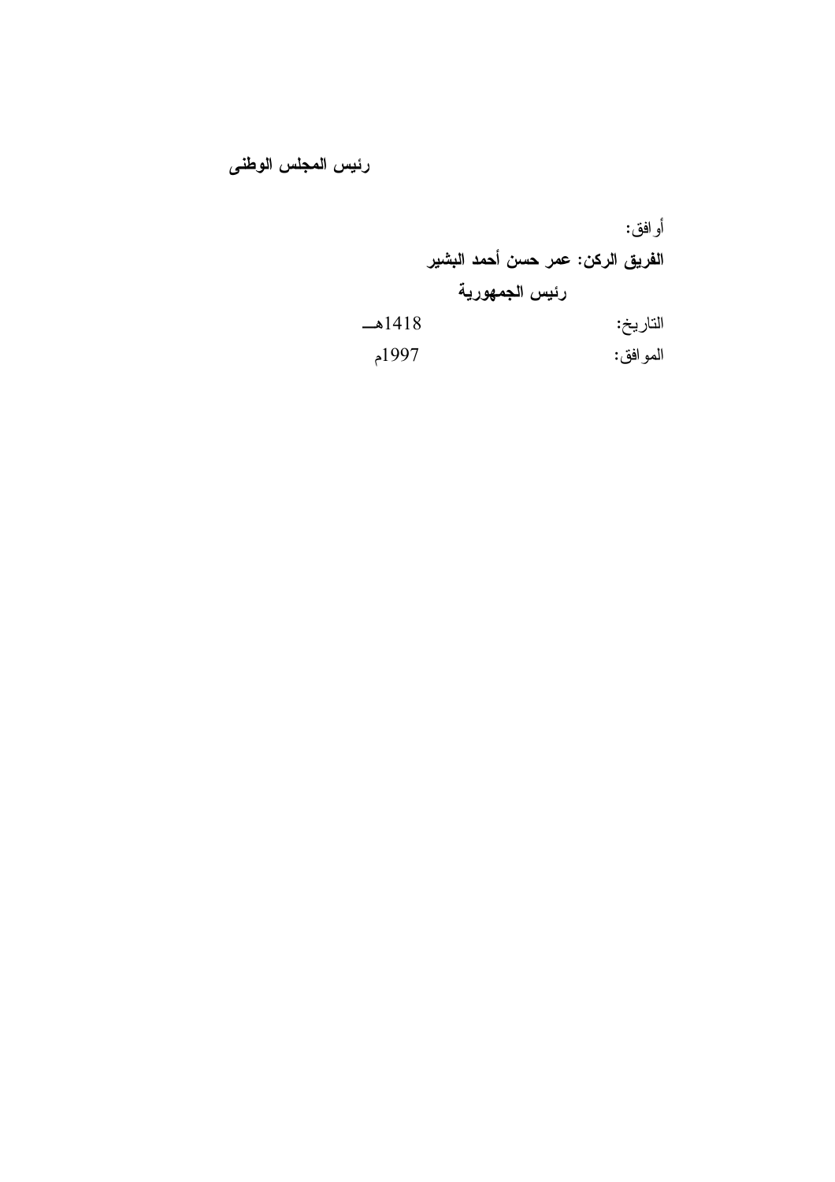**رئيس المجلس الوطنى**

أوافق:

**الفريق الركن: عمر حسن أحمد البشير**

**رئيس الجمهورية**

التاريخ: 1418هـ

الموافق: 1997م